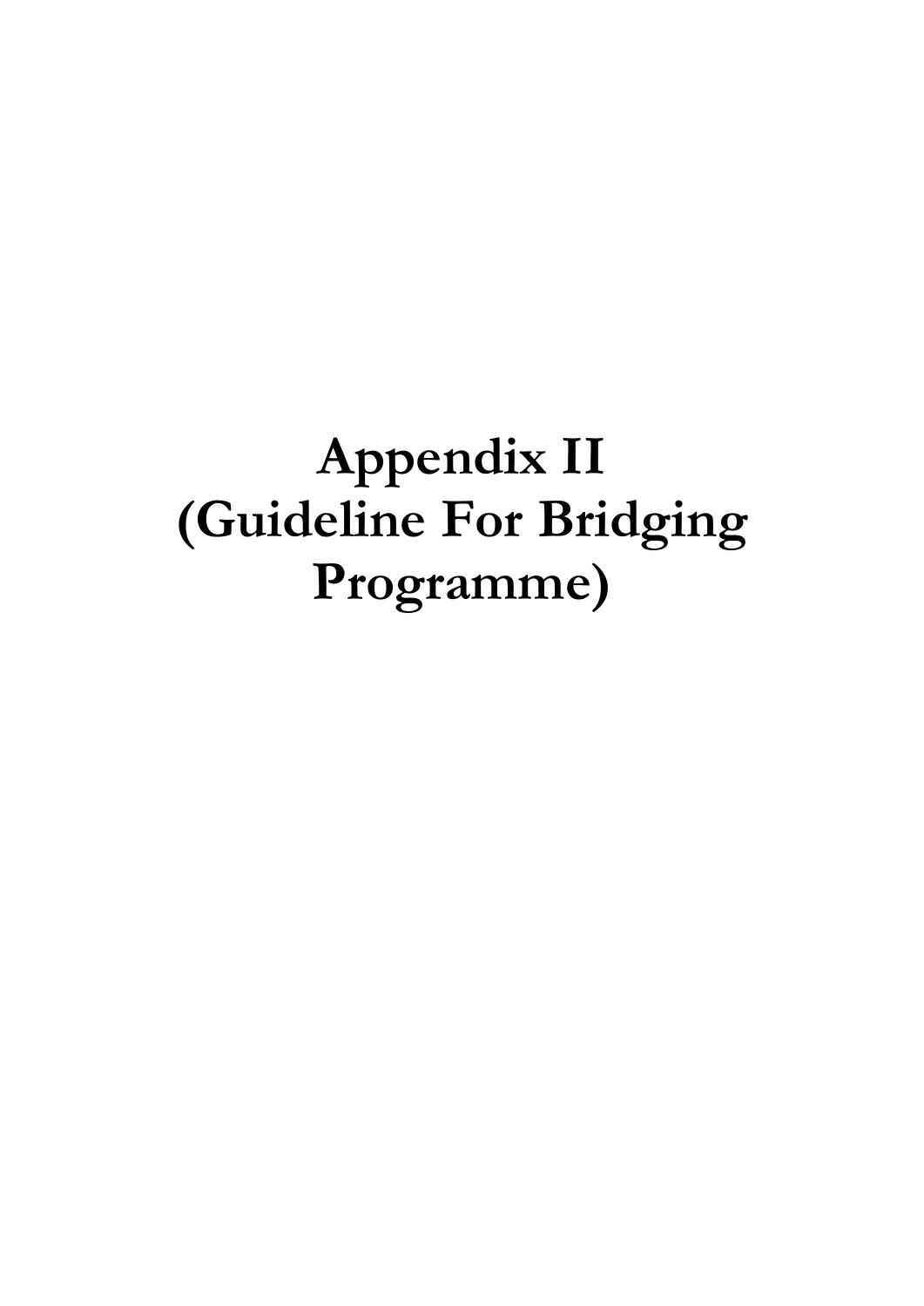# Appendix II
# (Guideline For Bridging Programme)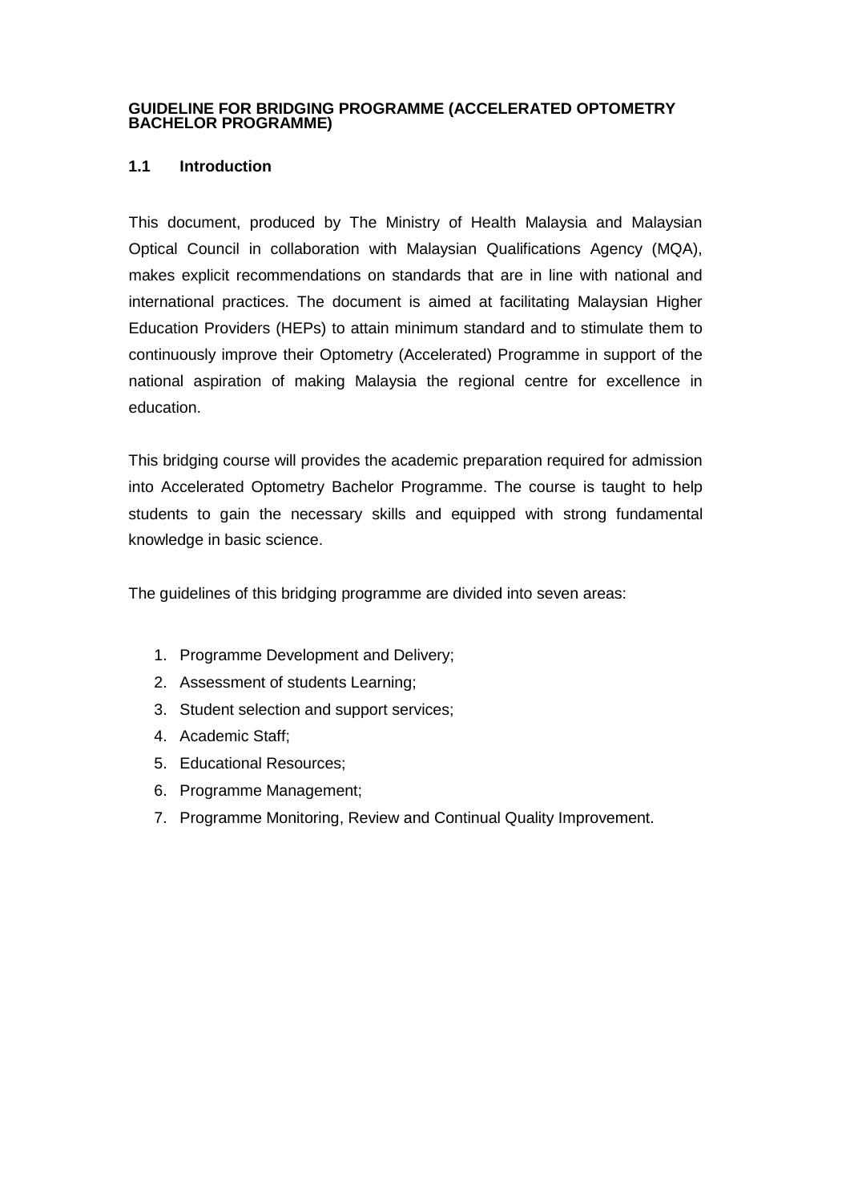**GUIDELINE FOR BRIDGING PROGRAMME (ACCELERATED OPTOMETRY BACHELOR PROGRAMME)**

## 1.1 Introduction

This document, produced by The Ministry of Health Malaysia and Malaysian Optical Council in collaboration with Malaysian Qualifications Agency (MQA), makes explicit recommendations on standards that are in line with national and international practices. The document is aimed at facilitating Malaysian Higher Education Providers (HEPs) to attain minimum standard and to stimulate them to continuously improve their Optometry (Accelerated) Programme in support of the national aspiration of making Malaysia the regional centre for excellence in education.

This bridging course will provides the academic preparation required for admission into Accelerated Optometry Bachelor Programme. The course is taught to help students to gain the necessary skills and equipped with strong fundamental knowledge in basic science.

The guidelines of this bridging programme are divided into seven areas:

1. Programme Development and Delivery;
2. Assessment of students Learning;
3. Student selection and support services;
4. Academic Staff;
5. Educational Resources;
6. Programme Management;
7. Programme Monitoring, Review and Continual Quality Improvement.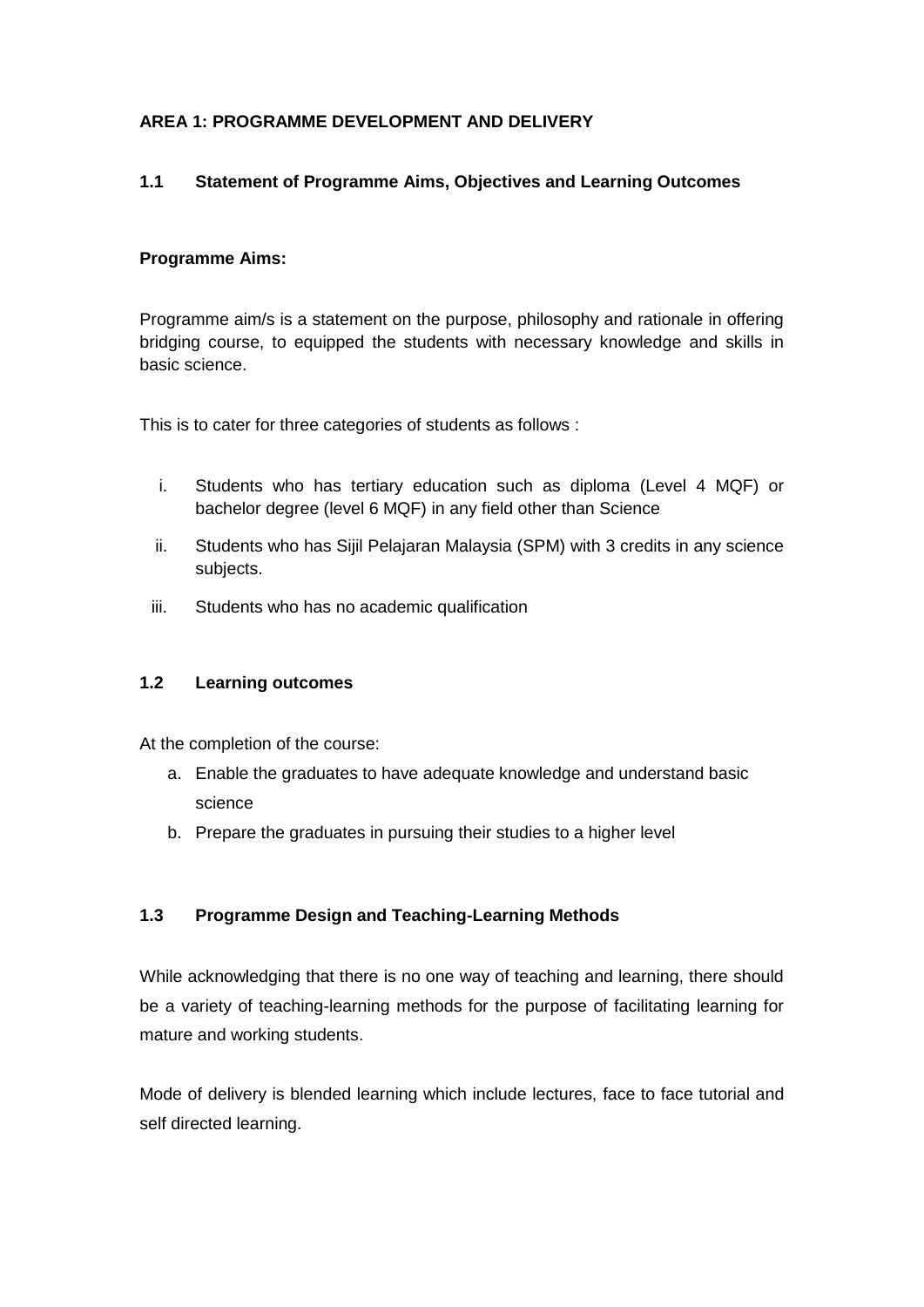**AREA 1: PROGRAMME DEVELOPMENT AND DELIVERY**

**1.1 Statement of Programme Aims, Objectives and Learning Outcomes**

**Programme Aims:**

Programme aim/s is a statement on the purpose, philosophy and rationale in offering bridging course, to equipped the students with necessary knowledge and skills in basic science.

This is to cater for three categories of students as follows :

i. Students who has tertiary education such as diploma (Level 4 MQF) or bachelor degree (level 6 MQF) in any field other than Science
ii. Students who has Sijil Pelajaran Malaysia (SPM) with 3 credits in any science subjects.
iii. Students who has no academic qualification

**1.2 Learning outcomes**

At the completion of the course:

a. Enable the graduates to have adequate knowledge and understand basic science
b. Prepare the graduates in pursuing their studies to a higher level

**1.3 Programme Design and Teaching-Learning Methods**

While acknowledging that there is no one way of teaching and learning, there should be a variety of teaching-learning methods for the purpose of facilitating learning for mature and working students.

Mode of delivery is blended learning which include lectures, face to face tutorial and self directed learning.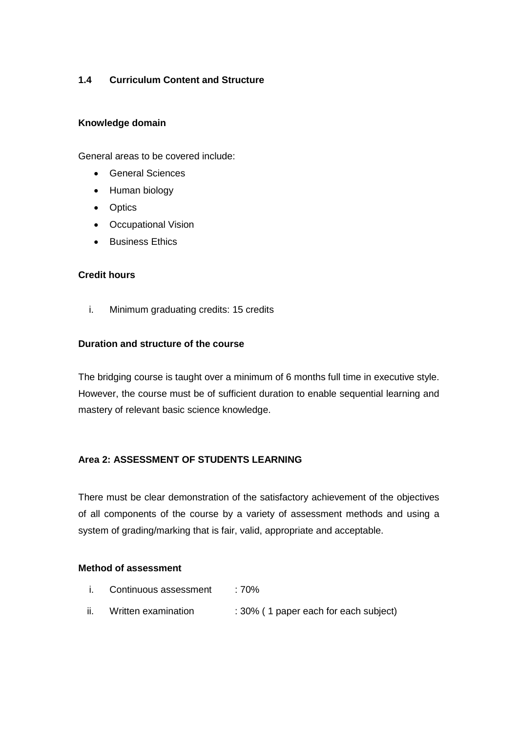### 1.4 Curriculum Content and Structure

**Knowledge domain**

General areas to be covered include:

- General Sciences
- Human biology
- Optics
- Occupational Vision
- Business Ethics

**Credit hours**

i. Minimum graduating credits: 15 credits

**Duration and structure of the course**

The bridging course is taught over a minimum of 6 months full time in executive style. However, the course must be of sufficient duration to enable sequential learning and mastery of relevant basic science knowledge.

## Area 2: ASSESSMENT OF STUDENTS LEARNING

There must be clear demonstration of the satisfactory achievement of the objectives of all components of the course by a variety of assessment methods and using a system of grading/marking that is fair, valid, appropriate and acceptable.

**Method of assessment**

i. Continuous assessment : 70%
ii. Written examination : 30% ( 1 paper each for each subject)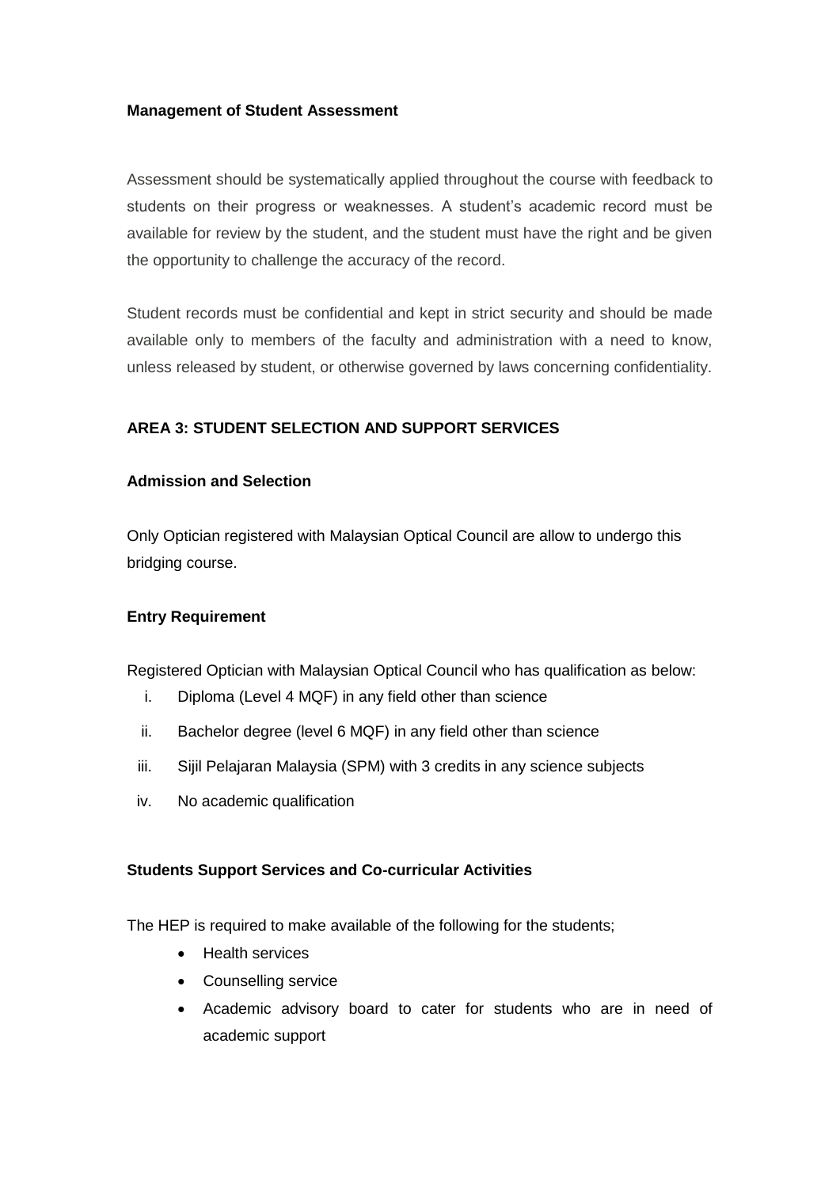**Management of Student Assessment**

Assessment should be systematically applied throughout the course with feedback to students on their progress or weaknesses. A student's academic record must be available for review by the student, and the student must have the right and be given the opportunity to challenge the accuracy of the record.

Student records must be confidential and kept in strict security and should be made available only to members of the faculty and administration with a need to know, unless released by student, or otherwise governed by laws concerning confidentiality.

## AREA 3: STUDENT SELECTION AND SUPPORT SERVICES

**Admission and Selection**

Only Optician registered with Malaysian Optical Council are allow to undergo this bridging course.

**Entry Requirement**

Registered Optician with Malaysian Optical Council who has qualification as below:

i. Diploma (Level 4 MQF) in any field other than science
ii. Bachelor degree (level 6 MQF) in any field other than science
iii. Sijil Pelajaran Malaysia (SPM) with 3 credits in any science subjects
iv. No academic qualification

**Students Support Services and Co-curricular Activities**

The HEP is required to make available of the following for the students;

- Health services
- Counselling service
- Academic advisory board to cater for students who are in need of academic support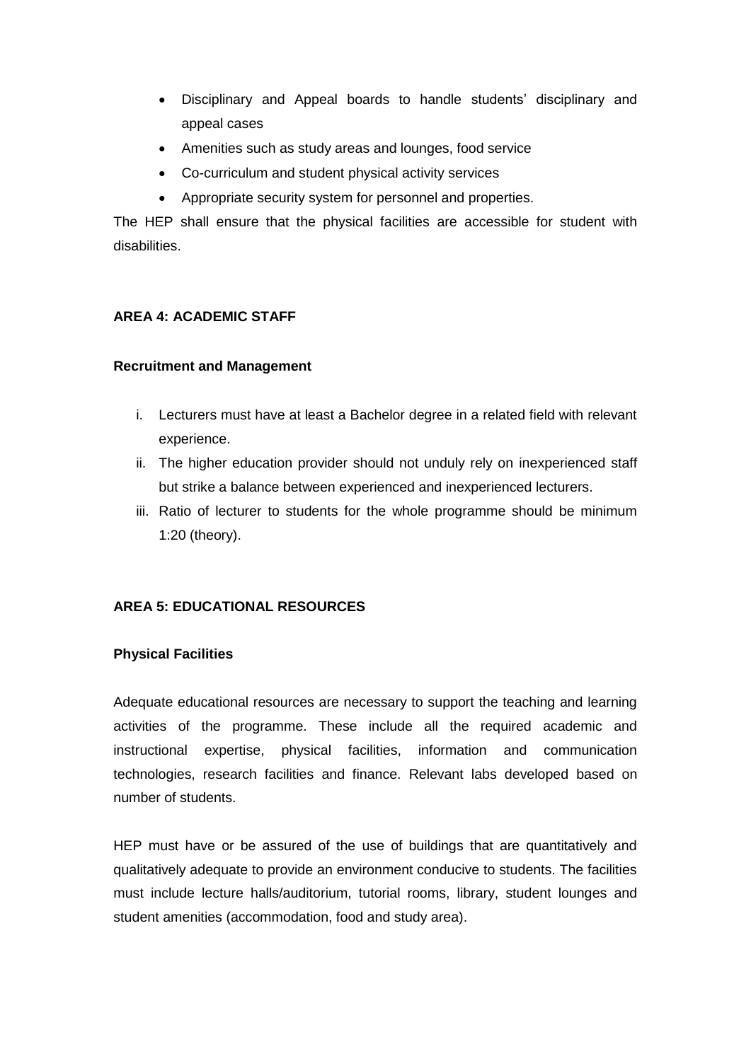- Disciplinary and Appeal boards to handle students' disciplinary and appeal cases
- Amenities such as study areas and lounges, food service
- Co-curriculum and student physical activity services
- Appropriate security system for personnel and properties.

The HEP shall ensure that the physical facilities are accessible for student with disabilities.

**AREA 4: ACADEMIC STAFF**

**Recruitment and Management**

i. Lecturers must have at least a Bachelor degree in a related field with relevant experience.
ii. The higher education provider should not unduly rely on inexperienced staff but strike a balance between experienced and inexperienced lecturers.
iii. Ratio of lecturer to students for the whole programme should be minimum 1:20 (theory).

**AREA 5: EDUCATIONAL RESOURCES**

**Physical Facilities**

Adequate educational resources are necessary to support the teaching and learning activities of the programme. These include all the required academic and instructional expertise, physical facilities, information and communication technologies, research facilities and finance. Relevant labs developed based on number of students.

HEP must have or be assured of the use of buildings that are quantitatively and qualitatively adequate to provide an environment conducive to students. The facilities must include lecture halls/auditorium, tutorial rooms, library, student lounges and student amenities (accommodation, food and study area).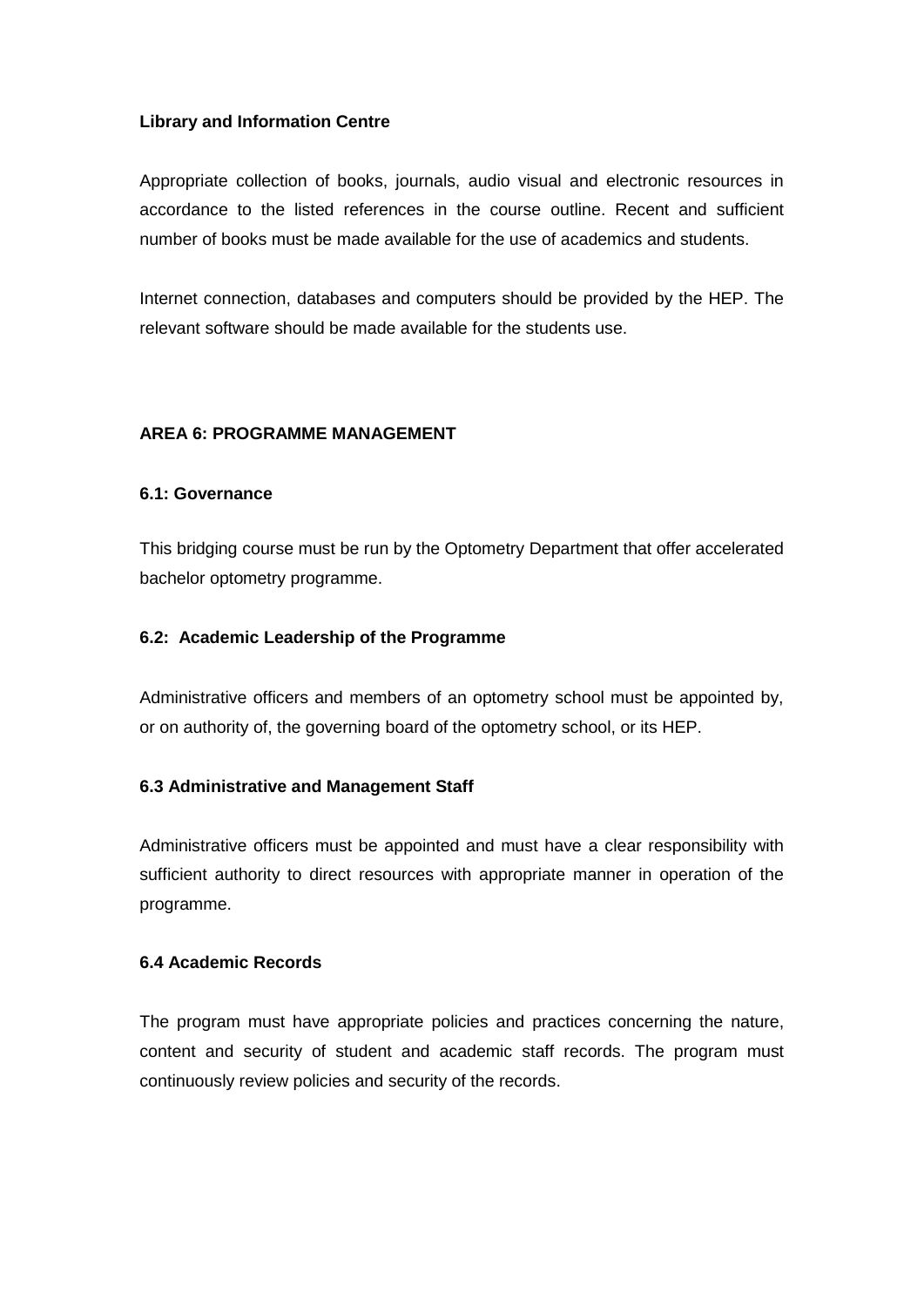**Library and Information Centre**

Appropriate collection of books, journals, audio visual and electronic resources in accordance to the listed references in the course outline. Recent and sufficient number of books must be made available for the use of academics and students.

Internet connection, databases and computers should be provided by the HEP. The relevant software should be made available for the students use.

## AREA 6: PROGRAMME MANAGEMENT

### 6.1: Governance

This bridging course must be run by the Optometry Department that offer accelerated bachelor optometry programme.

### 6.2: Academic Leadership of the Programme

Administrative officers and members of an optometry school must be appointed by, or on authority of, the governing board of the optometry school, or its HEP.

### 6.3 Administrative and Management Staff

Administrative officers must be appointed and must have a clear responsibility with sufficient authority to direct resources with appropriate manner in operation of the programme.

### 6.4 Academic Records

The program must have appropriate policies and practices concerning the nature, content and security of student and academic staff records. The program must continuously review policies and security of the records.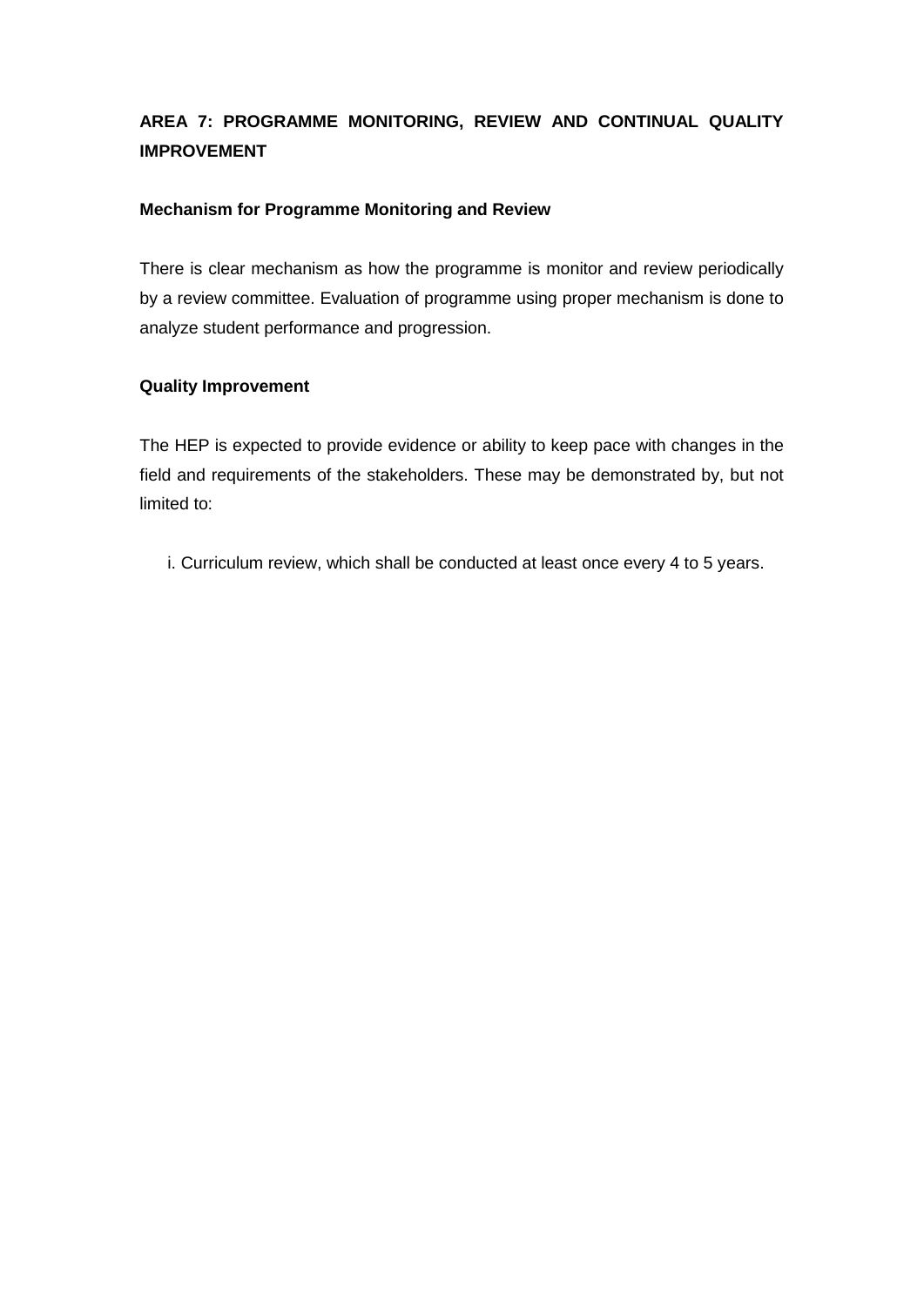## AREA 7: PROGRAMME MONITORING, REVIEW AND CONTINUAL QUALITY IMPROVEMENT

### Mechanism for Programme Monitoring and Review

There is clear mechanism as how the programme is monitor and review periodically by a review committee. Evaluation of programme using proper mechanism is done to analyze student performance and progression.

### Quality Improvement

The HEP is expected to provide evidence or ability to keep pace with changes in the field and requirements of the stakeholders. These may be demonstrated by, but not limited to:

i. Curriculum review, which shall be conducted at least once every 4 to 5 years.